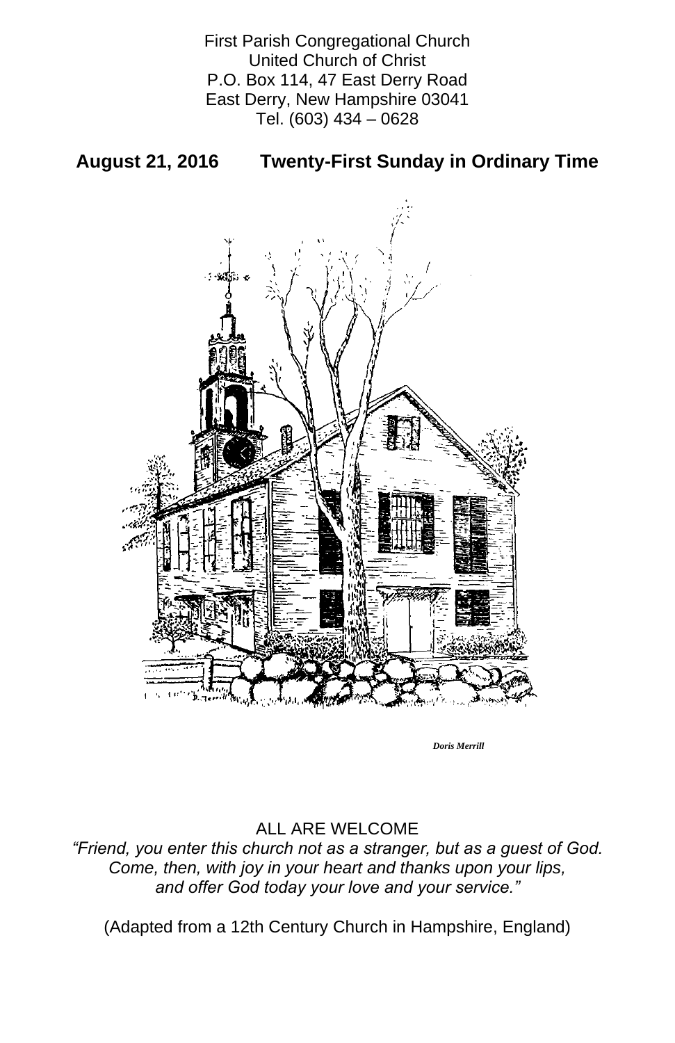First Parish Congregational Church
United Church of Christ
P.O. Box 114, 47 East Derry Road
East Derry, New Hampshire 03041
Tel. (603) 434 – 0628

## August 21, 2016 Twenty-First Sunday in Ordinary Time

*Doris Merrill*

ALL ARE WELCOME

*"Friend, you enter this church not as a stranger, but as a guest of God. Come, then, with joy in your heart and thanks upon your lips, and offer God today your love and your service."*

(Adapted from a 12th Century Church in Hampshire, England)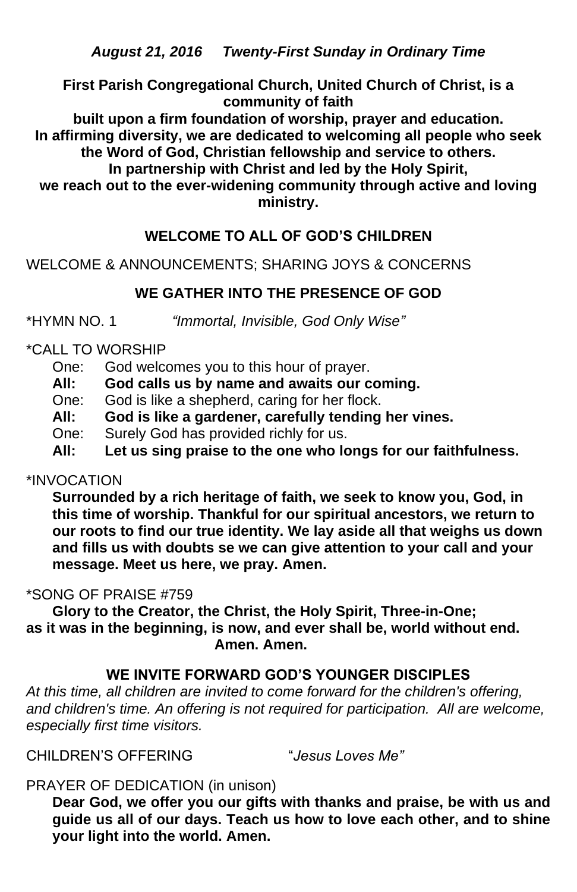***August 21, 2016     Twenty-First Sunday in Ordinary Time***

**First Parish Congregational Church, United Church of Christ, is a community of faith**
**built upon a firm foundation of worship, prayer and education.**
**In affirming diversity, we are dedicated to welcoming all people who seek the Word of God, Christian fellowship and service to others.**
**In partnership with Christ and led by the Holy Spirit,**
**we reach out to the ever-widening community through active and loving ministry.**

## WELCOME TO ALL OF GOD'S CHILDREN

WELCOME & ANNOUNCEMENTS; SHARING JOYS & CONCERNS

## WE GATHER INTO THE PRESENCE OF GOD

*HYMN NO. 1     *"Immortal, Invisible, God Only Wise"*

*CALL TO WORSHIP

One: God welcomes you to this hour of prayer.
**All: God calls us by name and awaits our coming.**
One: God is like a shepherd, caring for her flock.
**All: God is like a gardener, carefully tending her vines.**
One: Surely God has provided richly for us.
**All: Let us sing praise to the one who longs for our faithfulness.**

*INVOCATION

**Surrounded by a rich heritage of faith, we seek to know you, God, in this time of worship. Thankful for our spiritual ancestors, we return to our roots to find our true identity. We lay aside all that weighs us down and fills us with doubts se we can give attention to your call and your message. Meet us here, we pray. Amen.**

*SONG OF PRAISE #759

**Glory to the Creator, the Christ, the Holy Spirit, Three-in-One;**
**as it was in the beginning, is now, and ever shall be, world without end.**
**Amen. Amen.**

## WE INVITE FORWARD GOD'S YOUNGER DISCIPLES

*At this time, all children are invited to come forward for the children's offering, and children's time. An offering is not required for participation. All are welcome, especially first time visitors.*

CHILDREN'S OFFERING     "*Jesus Loves Me"*

PRAYER OF DEDICATION (in unison)

**Dear God, we offer you our gifts with thanks and praise, be with us and guide us all of our days. Teach us how to love each other, and to shine your light into the world. Amen.**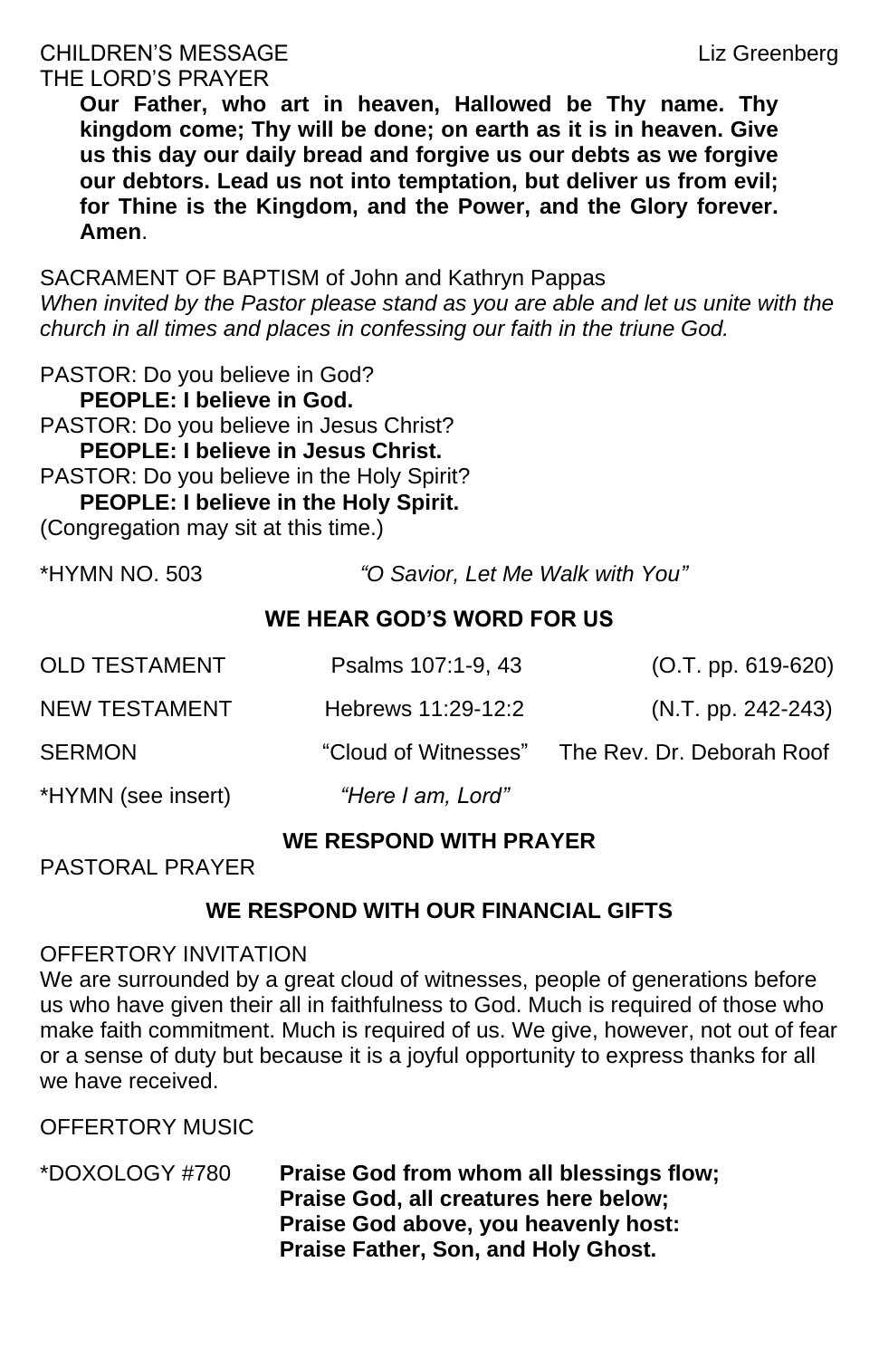CHILDREN'S MESSAGE Liz Greenberg

THE LORD'S PRAYER

**Our Father, who art in heaven, Hallowed be Thy name. Thy kingdom come; Thy will be done; on earth as it is in heaven. Give us this day our daily bread and forgive us our debts as we forgive our debtors. Lead us not into temptation, but deliver us from evil; for Thine is the Kingdom, and the Power, and the Glory forever. Amen**.

SACRAMENT OF BAPTISM of John and Kathryn Pappas

*When invited by the Pastor please stand as you are able and let us unite with the church in all times and places in confessing our faith in the triune God.*

PASTOR: Do you believe in God?

**PEOPLE: I believe in God.**

PASTOR: Do you believe in Jesus Christ?

**PEOPLE: I believe in Jesus Christ.**

PASTOR: Do you believe in the Holy Spirit?

**PEOPLE: I believe in the Holy Spirit.**

(Congregation may sit at this time.)

*HYMN NO. 503 *"O Savior, Let Me Walk with You"*

## WE HEAR GOD'S WORD FOR US

OLD TESTAMENT Psalms 107:1-9, 43 (O.T. pp. 619-620)

NEW TESTAMENT Hebrews 11:29-12:2 (N.T. pp. 242-243)

SERMON "Cloud of Witnesses" The Rev. Dr. Deborah Roof

*HYMN (see insert) *"Here I am, Lord"*

## WE RESPOND WITH PRAYER

PASTORAL PRAYER

## WE RESPOND WITH OUR FINANCIAL GIFTS

OFFERTORY INVITATION

We are surrounded by a great cloud of witnesses, people of generations before us who have given their all in faithfulness to God. Much is required of those who make faith commitment. Much is required of us. We give, however, not out of fear or a sense of duty but because it is a joyful opportunity to express thanks for all we have received.

OFFERTORY MUSIC

*DOXOLOGY #780 **Praise God from whom all blessings flow;
Praise God, all creatures here below;
Praise God above, you heavenly host:
Praise Father, Son, and Holy Ghost.**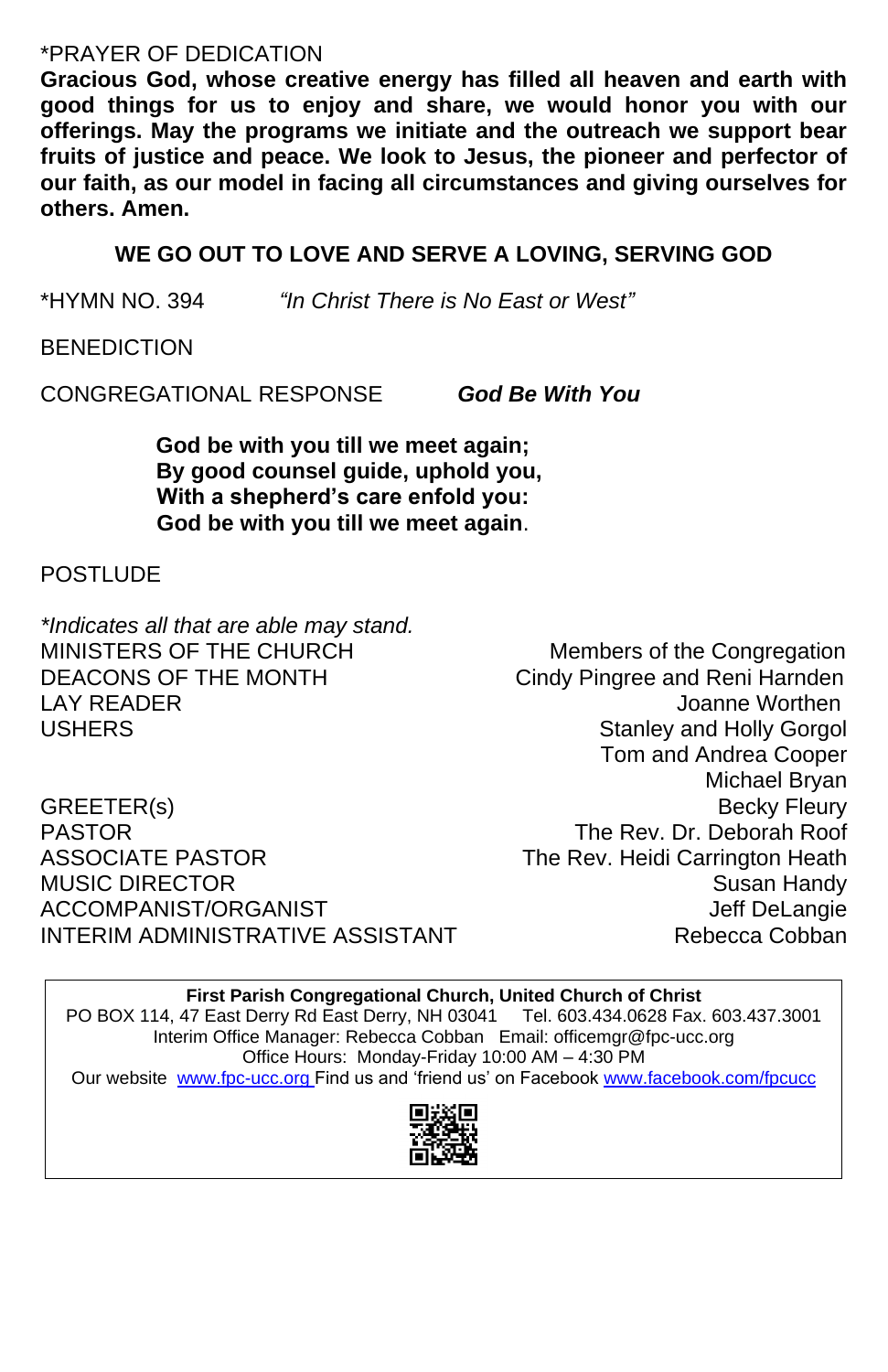*PRAYER OF DEDICATION

**Gracious God, whose creative energy has filled all heaven and earth with good things for us to enjoy and share, we would honor you with our offerings. May the programs we initiate and the outreach we support bear fruits of justice and peace. We look to Jesus, the pioneer and perfector of our faith, as our model in facing all circumstances and giving ourselves for others. Amen.**

**WE GO OUT TO LOVE AND SERVE A LOVING, SERVING GOD**

*HYMN NO. 394 *"In Christ There is No East or West"*

BENEDICTION

CONGREGATIONAL RESPONSE ***God Be With You***

**God be with you till we meet again;**
**By good counsel guide, uphold you,**
**With a shepherd's care enfold you:**
**God be with you till we meet again**.

POSTLUDE

*\*Indicates all that are able may stand.*

| | |
|---|---|
| MINISTERS OF THE CHURCH | Members of the Congregation |
| DEACONS OF THE MONTH | Cindy Pingree and Reni Harnden |
| LAY READER | Joanne Worthen |
| USHERS | Stanley and Holly Gorgol<br>Tom and Andrea Cooper<br>Michael Bryan |
| GREETER(s) | Becky Fleury |
| PASTOR | The Rev. Dr. Deborah Roof |
| ASSOCIATE PASTOR | The Rev. Heidi Carrington Heath |
| MUSIC DIRECTOR | Susan Handy |
| ACCOMPANIST/ORGANIST | Jeff DeLangie |
| INTERIM ADMINISTRATIVE ASSISTANT | Rebecca Cobban |

**First Parish Congregational Church, United Church of Christ**
PO BOX 114, 47 East Derry Rd East Derry, NH 03041 Tel. 603.434.0628 Fax. 603.437.3001
Interim Office Manager: Rebecca Cobban Email: officemgr@fpc-ucc.org
Office Hours: Monday-Friday 10:00 AM – 4:30 PM
Our website www.fpc-ucc.org Find us and 'friend us' on Facebook www.facebook.com/fpcucc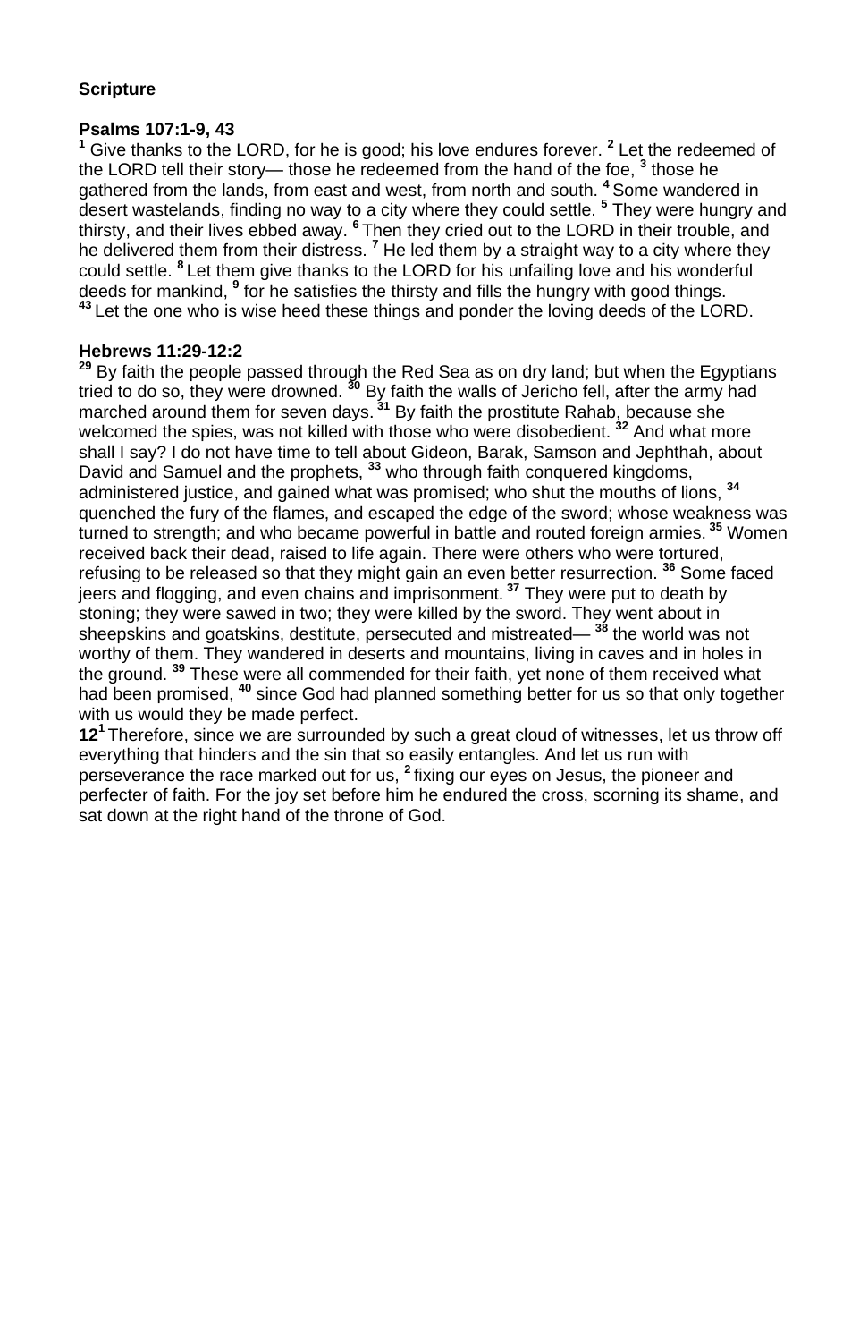**Scripture**

**Psalms 107:1-9, 43**

[1] Give thanks to the LORD, for he is good; his love endures forever. [2] Let the redeemed of the LORD tell their story— those he redeemed from the hand of the foe, [3] those he gathered from the lands, from east and west, from north and south. [4] Some wandered in desert wastelands, finding no way to a city where they could settle. [5] They were hungry and thirsty, and their lives ebbed away. [6] Then they cried out to the LORD in their trouble, and he delivered them from their distress. [7] He led them by a straight way to a city where they could settle. [8] Let them give thanks to the LORD for his unfailing love and his wonderful deeds for mankind, [9] for he satisfies the thirsty and fills the hungry with good things. [43] Let the one who is wise heed these things and ponder the loving deeds of the LORD.

**Hebrews 11:29-12:2**

[29] By faith the people passed through the Red Sea as on dry land; but when the Egyptians tried to do so, they were drowned. [30] By faith the walls of Jericho fell, after the army had marched around them for seven days. [31] By faith the prostitute Rahab, because she welcomed the spies, was not killed with those who were disobedient. [32] And what more shall I say? I do not have time to tell about Gideon, Barak, Samson and Jephthah, about David and Samuel and the prophets, [33] who through faith conquered kingdoms, administered justice, and gained what was promised; who shut the mouths of lions, [34] quenched the fury of the flames, and escaped the edge of the sword; whose weakness was turned to strength; and who became powerful in battle and routed foreign armies. [35] Women received back their dead, raised to life again. There were others who were tortured, refusing to be released so that they might gain an even better resurrection. [36] Some faced jeers and flogging, and even chains and imprisonment. [37] They were put to death by stoning; they were sawed in two; they were killed by the sword. They went about in sheepskins and goatskins, destitute, persecuted and mistreated— [38] the world was not worthy of them. They wandered in deserts and mountains, living in caves and in holes in the ground. [39] These were all commended for their faith, yet none of them received what had been promised, [40] since God had planned something better for us so that only together with us would they be made perfect.

**12**[1] Therefore, since we are surrounded by such a great cloud of witnesses, let us throw off everything that hinders and the sin that so easily entangles. And let us run with perseverance the race marked out for us, [2] fixing our eyes on Jesus, the pioneer and perfecter of faith. For the joy set before him he endured the cross, scorning its shame, and sat down at the right hand of the throne of God.